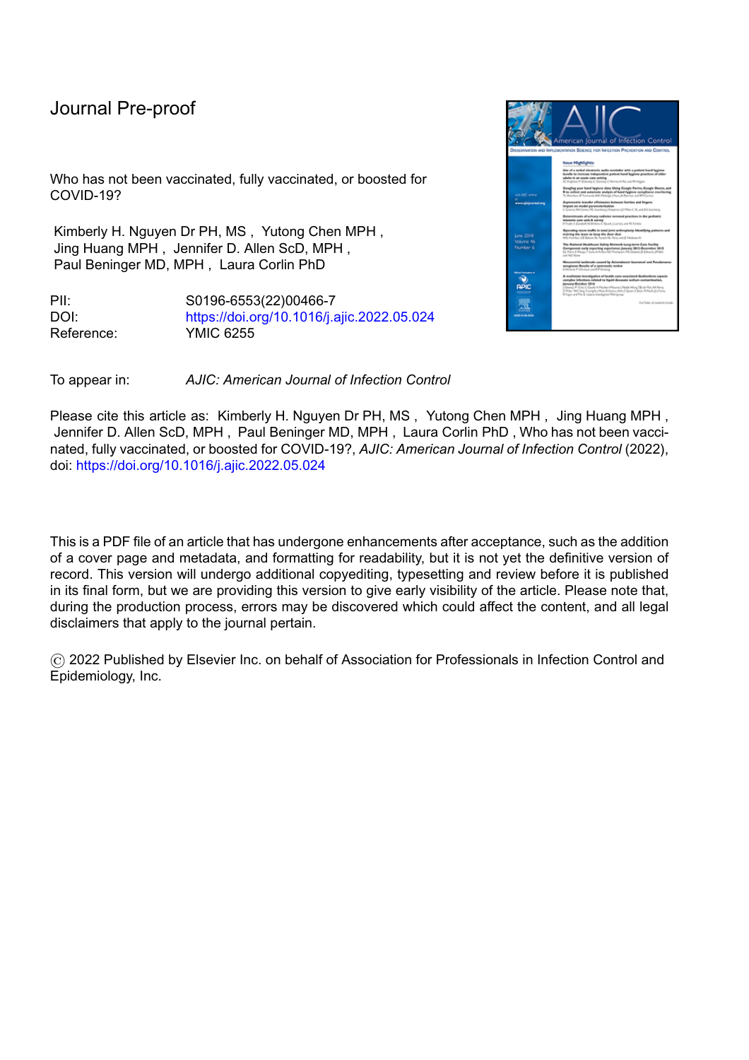Journal Pre-proof

Who has not been vaccinated, fully vaccinated, or boosted for COVID-19?

Kimberly H. Nguyen Dr PH, MS , Yutong Chen MPH , Jing Huang MPH , Jennifer D. Allen ScD, MPH , Paul Beninger MD, MPH , Laura Corlin PhD

PII: S0196-6553(22)00466-7
DOI: https://doi.org/10.1016/j.ajic.2022.05.024
Reference: YMIC 6255

To appear in: *AJIC: American Journal of Infection Control*

Please cite this article as: Kimberly H. Nguyen Dr PH, MS , Yutong Chen MPH , Jing Huang MPH , Jennifer D. Allen ScD, MPH , Paul Beninger MD, MPH , Laura Corlin PhD , Who has not been vaccinated, fully vaccinated, or boosted for COVID-19?, *AJIC: American Journal of Infection Control* (2022), doi: https://doi.org/10.1016/j.ajic.2022.05.024

This is a PDF file of an article that has undergone enhancements after acceptance, such as the addition of a cover page and metadata, and formatting for readability, but it is not yet the definitive version of record. This version will undergo additional copyediting, typesetting and review before it is published in its final form, but we are providing this version to give early visibility of the article. Please note that, during the production process, errors may be discovered which could affect the content, and all legal disclaimers that apply to the journal pertain.

© 2022 Published by Elsevier Inc. on behalf of Association for Professionals in Infection Control and Epidemiology, Inc.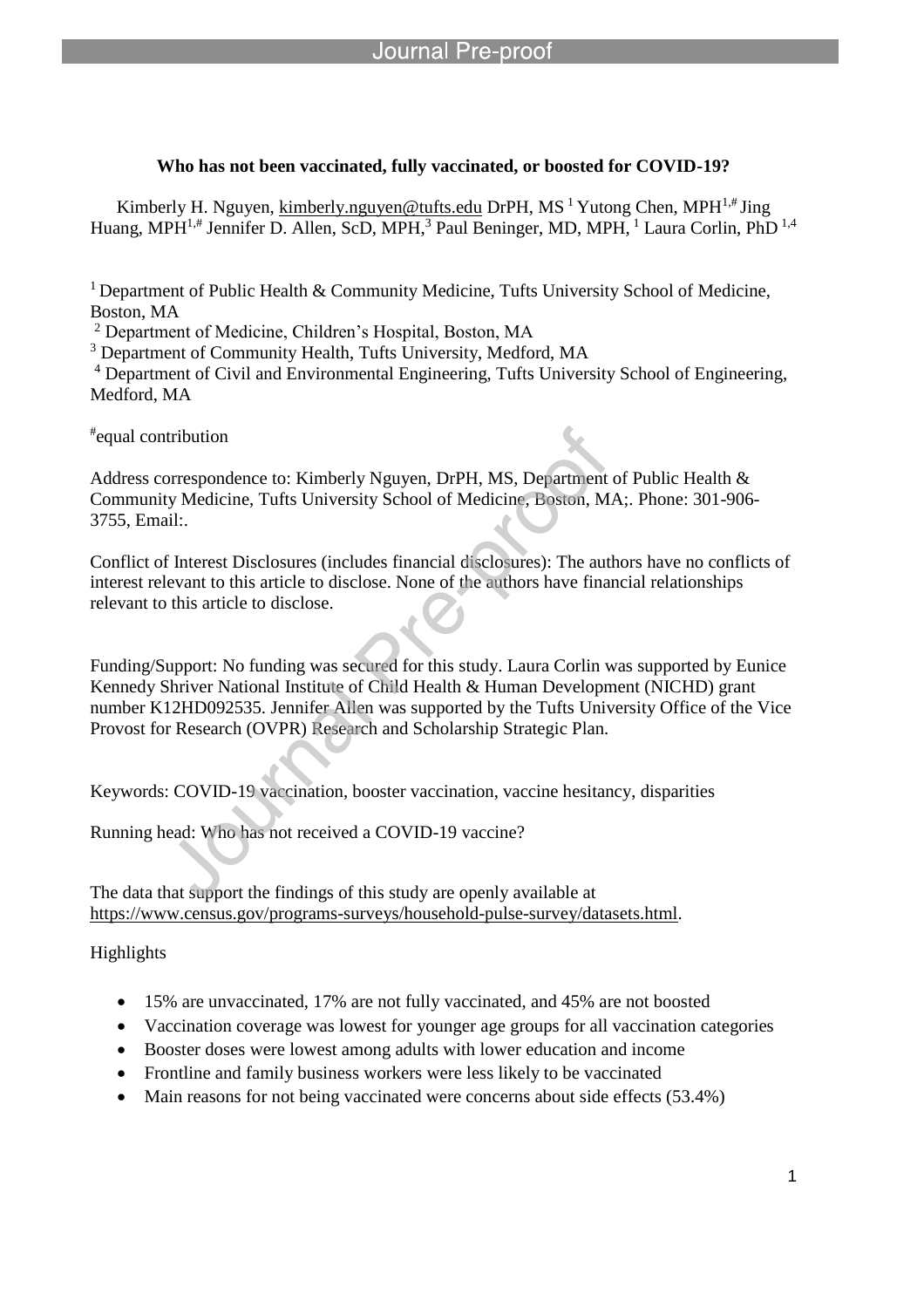**Who has not been vaccinated, fully vaccinated, or boosted for COVID-19?**

Kimberly H. Nguyen, kimberly.nguyen@tufts.edu DrPH, MS [1] Yutong Chen, MPH[1,#] Jing Huang, MPH[1,#] Jennifer D. Allen, ScD, MPH,[3] Paul Beninger, MD, MPH, [1] Laura Corlin, PhD [1,4]

[1] Department of Public Health & Community Medicine, Tufts University School of Medicine, Boston, MA

[2] Department of Medicine, Children's Hospital, Boston, MA

[3] Department of Community Health, Tufts University, Medford, MA

[4] Department of Civil and Environmental Engineering, Tufts University School of Engineering, Medford, MA

[#]equal contribution

Address correspondence to: Kimberly Nguyen, DrPH, MS, Department of Public Health & Community Medicine, Tufts University School of Medicine, Boston, MA;. Phone: 301-906-3755, Email:.

Conflict of Interest Disclosures (includes financial disclosures): The authors have no conflicts of interest relevant to this article to disclose. None of the authors have financial relationships relevant to this article to disclose.

Funding/Support: No funding was secured for this study. Laura Corlin was supported by Eunice Kennedy Shriver National Institute of Child Health & Human Development (NICHD) grant number K12HD092535. Jennifer Allen was supported by the Tufts University Office of the Vice Provost for Research (OVPR) Research and Scholarship Strategic Plan.

Keywords: COVID-19 vaccination, booster vaccination, vaccine hesitancy, disparities

Running head: Who has not received a COVID-19 vaccine?

The data that support the findings of this study are openly available at https://www.census.gov/programs-surveys/household-pulse-survey/datasets.html.

Highlights

- 15% are unvaccinated, 17% are not fully vaccinated, and 45% are not boosted
- Vaccination coverage was lowest for younger age groups for all vaccination categories
- Booster doses were lowest among adults with lower education and income
- Frontline and family business workers were less likely to be vaccinated
- Main reasons for not being vaccinated were concerns about side effects (53.4%)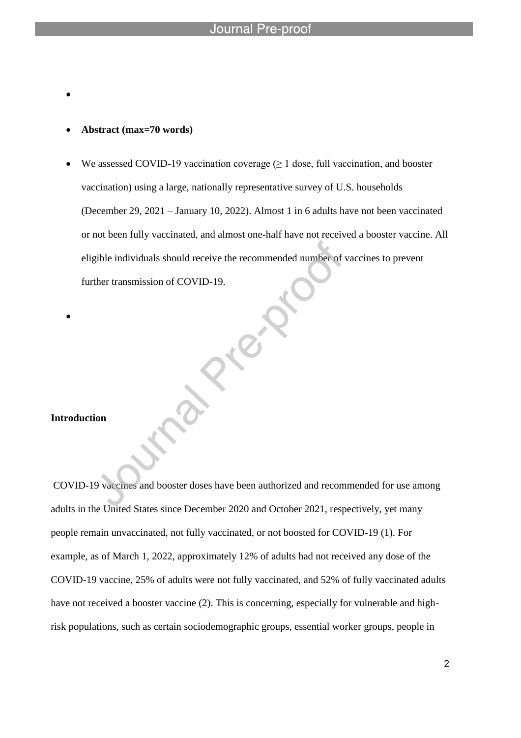- **Abstract (max=70 words)**

- We assessed COVID-19 vaccination coverage (≥ 1 dose, full vaccination, and booster vaccination) using a large, nationally representative survey of U.S. households (December 29, 2021 – January 10, 2022). Almost 1 in 6 adults have not been vaccinated or not been fully vaccinated, and almost one-half have not received a booster vaccine. All eligible individuals should receive the recommended number of vaccines to prevent further transmission of COVID-19.

## Introduction

COVID-19 vaccines and booster doses have been authorized and recommended for use among adults in the United States since December 2020 and October 2021, respectively, yet many people remain unvaccinated, not fully vaccinated, or not boosted for COVID-19 (1). For example, as of March 1, 2022, approximately 12% of adults had not received any dose of the COVID-19 vaccine, 25% of adults were not fully vaccinated, and 52% of fully vaccinated adults have not received a booster vaccine (2). This is concerning, especially for vulnerable and high-risk populations, such as certain sociodemographic groups, essential worker groups, people in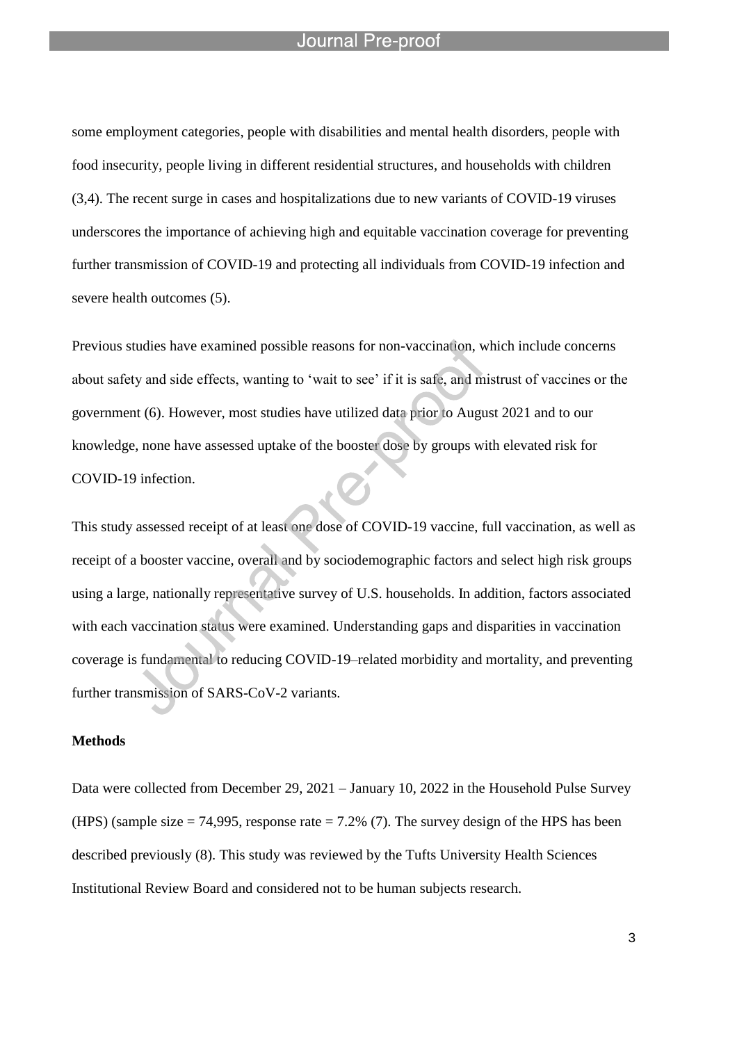some employment categories, people with disabilities and mental health disorders, people with food insecurity, people living in different residential structures, and households with children (3,4). The recent surge in cases and hospitalizations due to new variants of COVID-19 viruses underscores the importance of achieving high and equitable vaccination coverage for preventing further transmission of COVID-19 and protecting all individuals from COVID-19 infection and severe health outcomes (5).

Previous studies have examined possible reasons for non-vaccination, which include concerns about safety and side effects, wanting to 'wait to see' if it is safe, and mistrust of vaccines or the government (6). However, most studies have utilized data prior to August 2021 and to our knowledge, none have assessed uptake of the booster dose by groups with elevated risk for COVID-19 infection.

This study assessed receipt of at least one dose of COVID-19 vaccine, full vaccination, as well as receipt of a booster vaccine, overall and by sociodemographic factors and select high risk groups using a large, nationally representative survey of U.S. households. In addition, factors associated with each vaccination status were examined. Understanding gaps and disparities in vaccination coverage is fundamental to reducing COVID-19–related morbidity and mortality, and preventing further transmission of SARS-CoV-2 variants.

**Methods**

Data were collected from December 29, 2021 – January 10, 2022 in the Household Pulse Survey (HPS) (sample size = 74,995, response rate = 7.2% (7). The survey design of the HPS has been described previously (8). This study was reviewed by the Tufts University Health Sciences Institutional Review Board and considered not to be human subjects research.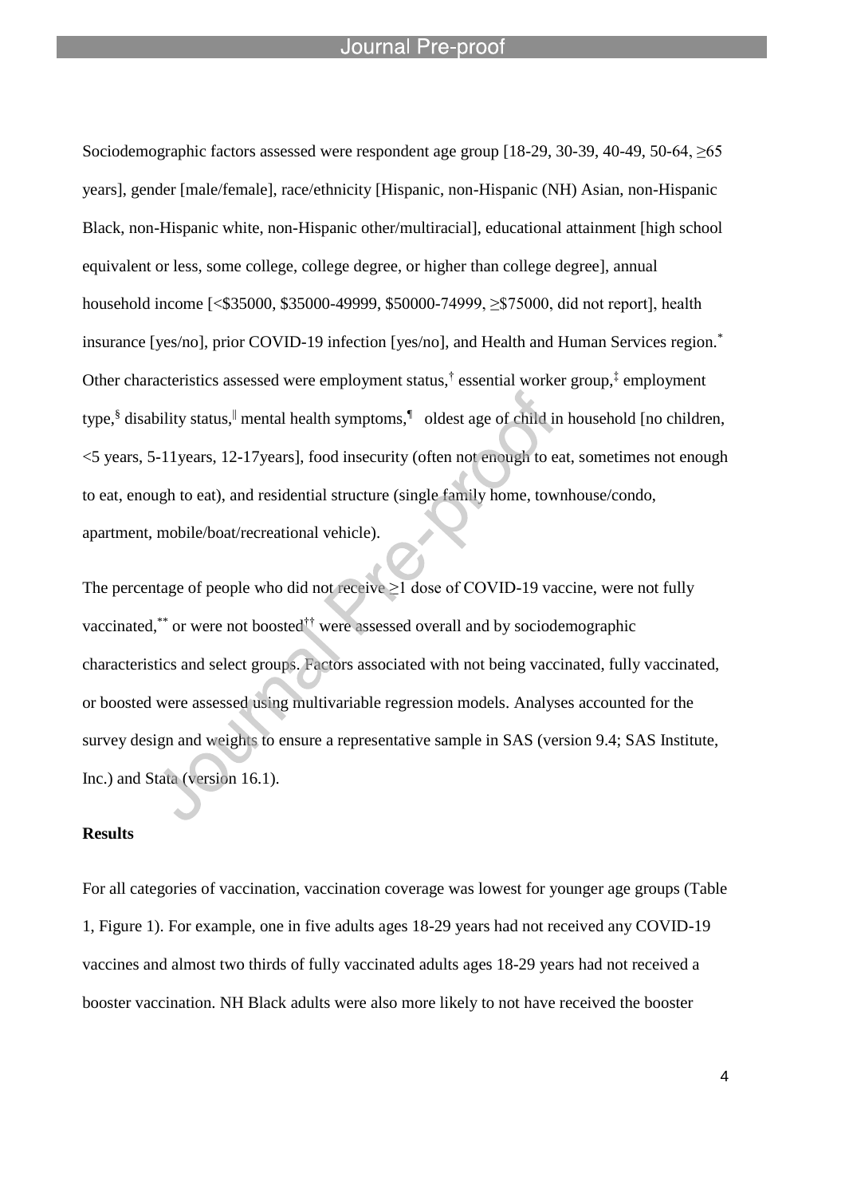Sociodemographic factors assessed were respondent age group [18-29, 30-39, 40-49, 50-64, ≥65 years], gender [male/female], race/ethnicity [Hispanic, non-Hispanic (NH) Asian, non-Hispanic Black, non-Hispanic white, non-Hispanic other/multiracial], educational attainment [high school equivalent or less, some college, college degree, or higher than college degree], annual household income [<$35000, $35000-49999, $50000-74999, ≥$75000, did not report], health insurance [yes/no], prior COVID-19 infection [yes/no], and Health and Human Services region.[*] Other characteristics assessed were employment status,[†] essential worker group,[‡] employment type,[§] disability status,[‖] mental health symptoms,[¶] oldest age of child in household [no children, <5 years, 5-11years, 12-17years], food insecurity (often not enough to eat, sometimes not enough to eat, enough to eat), and residential structure (single family home, townhouse/condo, apartment, mobile/boat/recreational vehicle).

The percentage of people who did not receive ≥1 dose of COVID-19 vaccine, were not fully vaccinated,[**] or were not boosted[††] were assessed overall and by sociodemographic characteristics and select groups. Factors associated with not being vaccinated, fully vaccinated, or boosted were assessed using multivariable regression models. Analyses accounted for the survey design and weights to ensure a representative sample in SAS (version 9.4; SAS Institute, Inc.) and Stata (version 16.1).

**Results**

For all categories of vaccination, vaccination coverage was lowest for younger age groups (Table 1, Figure 1). For example, one in five adults ages 18-29 years had not received any COVID-19 vaccines and almost two thirds of fully vaccinated adults ages 18-29 years had not received a booster vaccination. NH Black adults were also more likely to not have received the booster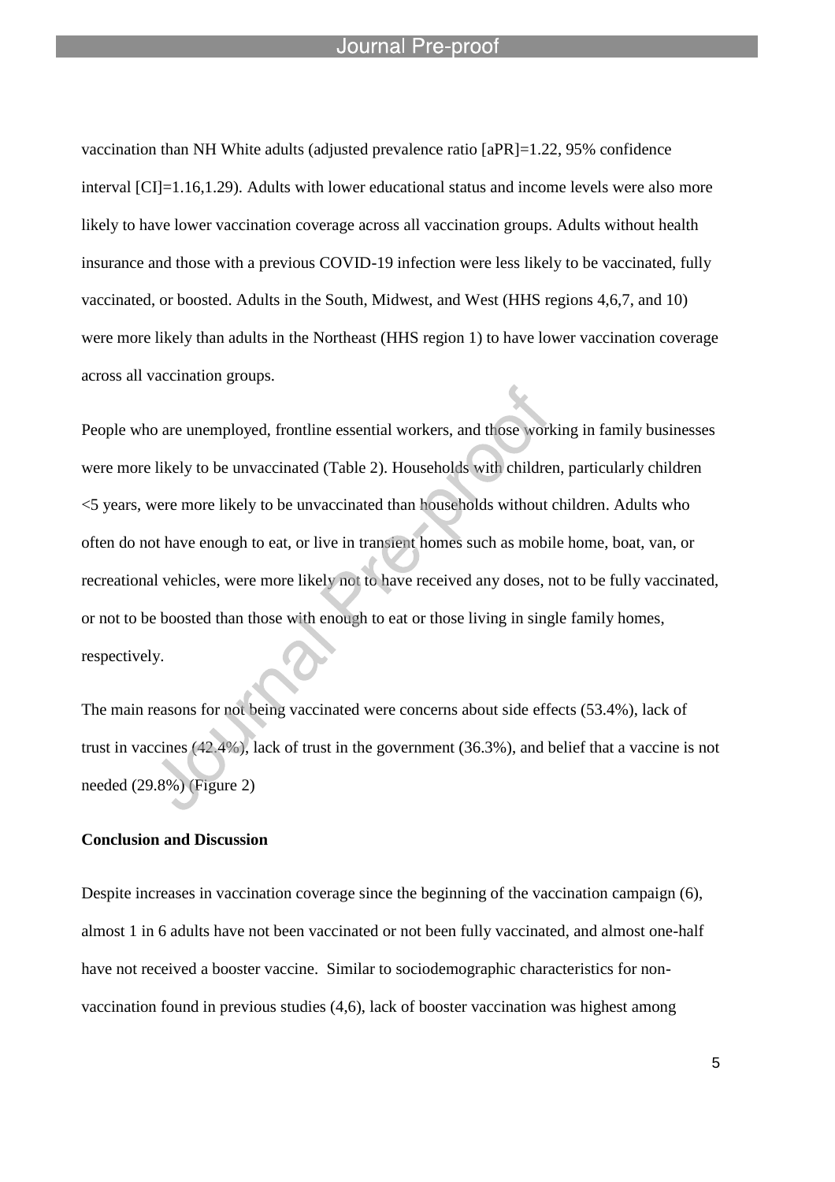vaccination than NH White adults (adjusted prevalence ratio [aPR]=1.22, 95% confidence interval [CI]=1.16,1.29). Adults with lower educational status and income levels were also more likely to have lower vaccination coverage across all vaccination groups. Adults without health insurance and those with a previous COVID-19 infection were less likely to be vaccinated, fully vaccinated, or boosted. Adults in the South, Midwest, and West (HHS regions 4,6,7, and 10) were more likely than adults in the Northeast (HHS region 1) to have lower vaccination coverage across all vaccination groups.

People who are unemployed, frontline essential workers, and those working in family businesses were more likely to be unvaccinated (Table 2). Households with children, particularly children <5 years, were more likely to be unvaccinated than households without children. Adults who often do not have enough to eat, or live in transient homes such as mobile home, boat, van, or recreational vehicles, were more likely not to have received any doses, not to be fully vaccinated, or not to be boosted than those with enough to eat or those living in single family homes, respectively.

The main reasons for not being vaccinated were concerns about side effects (53.4%), lack of trust in vaccines (42.4%), lack of trust in the government (36.3%), and belief that a vaccine is not needed (29.8%) (Figure 2)

**Conclusion and Discussion**

Despite increases in vaccination coverage since the beginning of the vaccination campaign (6), almost 1 in 6 adults have not been vaccinated or not been fully vaccinated, and almost one-half have not received a booster vaccine. Similar to sociodemographic characteristics for non-vaccination found in previous studies (4,6), lack of booster vaccination was highest among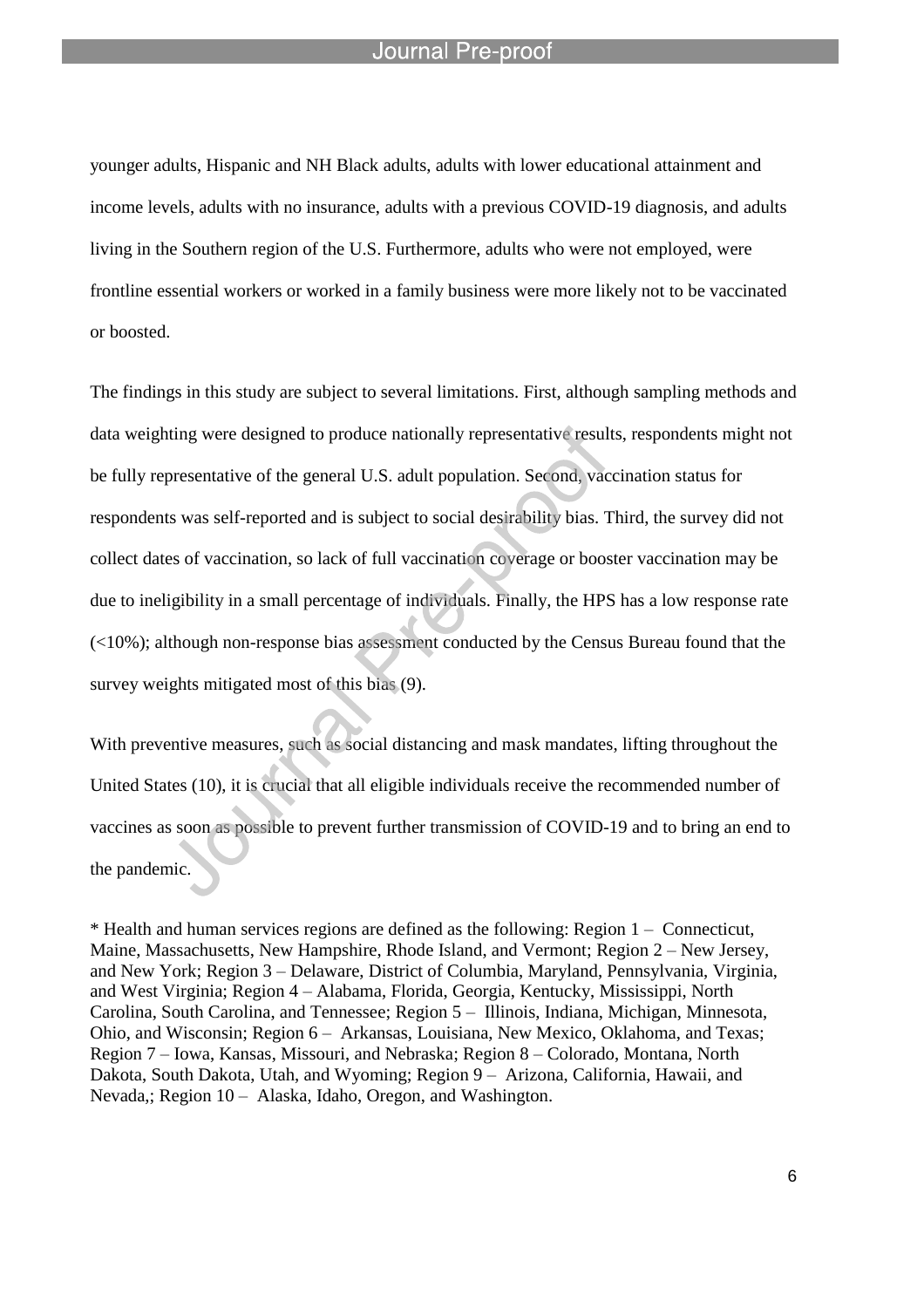younger adults, Hispanic and NH Black adults, adults with lower educational attainment and income levels, adults with no insurance, adults with a previous COVID-19 diagnosis, and adults living in the Southern region of the U.S. Furthermore, adults who were not employed, were frontline essential workers or worked in a family business were more likely not to be vaccinated or boosted.

The findings in this study are subject to several limitations. First, although sampling methods and data weighting were designed to produce nationally representative results, respondents might not be fully representative of the general U.S. adult population. Second, vaccination status for respondents was self-reported and is subject to social desirability bias. Third, the survey did not collect dates of vaccination, so lack of full vaccination coverage or booster vaccination may be due to ineligibility in a small percentage of individuals. Finally, the HPS has a low response rate (<10%); although non-response bias assessment conducted by the Census Bureau found that the survey weights mitigated most of this bias (9).

With preventive measures, such as social distancing and mask mandates, lifting throughout the United States (10), it is crucial that all eligible individuals receive the recommended number of vaccines as soon as possible to prevent further transmission of COVID-19 and to bring an end to the pandemic.

* Health and human services regions are defined as the following: Region 1 – Connecticut, Maine, Massachusetts, New Hampshire, Rhode Island, and Vermont; Region 2 – New Jersey, and New York; Region 3 – Delaware, District of Columbia, Maryland, Pennsylvania, Virginia, and West Virginia; Region 4 – Alabama, Florida, Georgia, Kentucky, Mississippi, North Carolina, South Carolina, and Tennessee; Region 5 – Illinois, Indiana, Michigan, Minnesota, Ohio, and Wisconsin; Region 6 – Arkansas, Louisiana, New Mexico, Oklahoma, and Texas; Region 7 – Iowa, Kansas, Missouri, and Nebraska; Region 8 – Colorado, Montana, North Dakota, South Dakota, Utah, and Wyoming; Region 9 – Arizona, California, Hawaii, and Nevada,; Region 10 – Alaska, Idaho, Oregon, and Washington.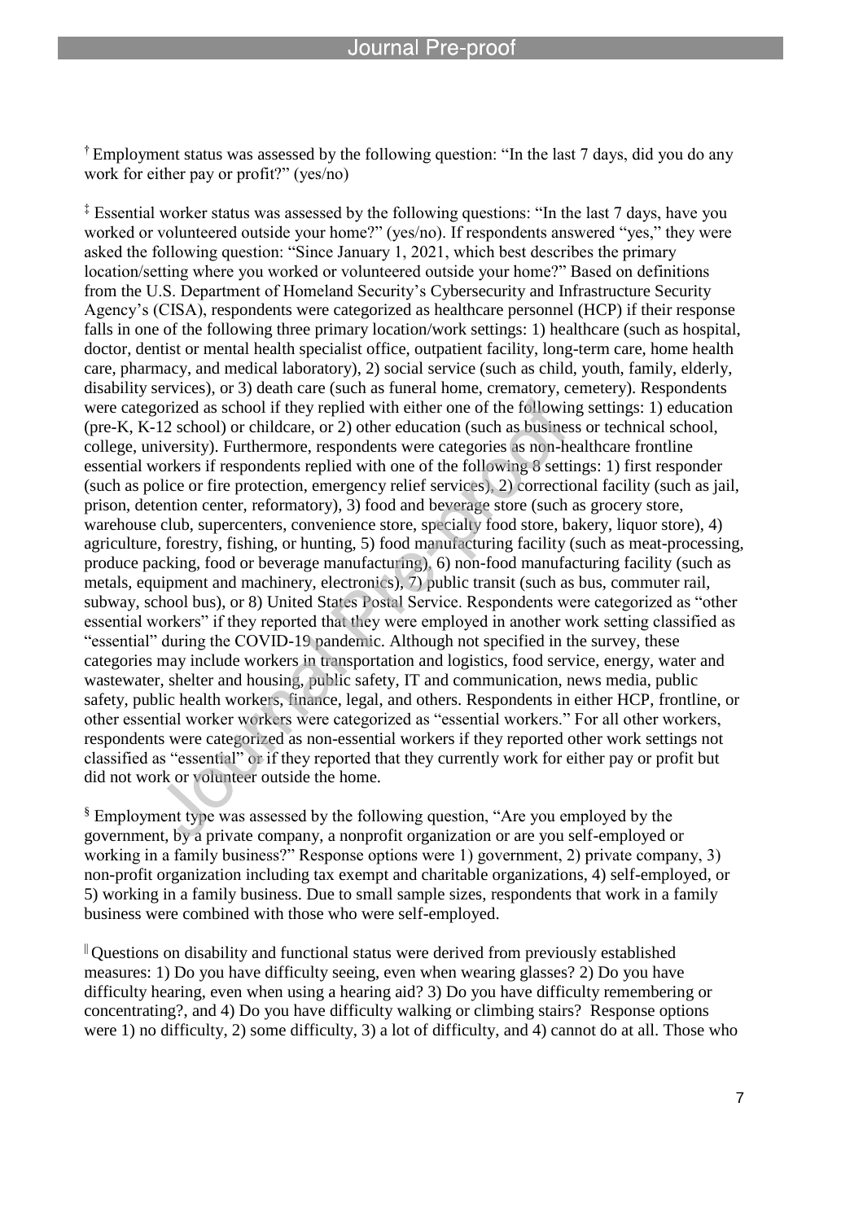† Employment status was assessed by the following question: "In the last 7 days, did you do any work for either pay or profit?" (yes/no)

‡ Essential worker status was assessed by the following questions: "In the last 7 days, have you worked or volunteered outside your home?" (yes/no). If respondents answered "yes," they were asked the following question: "Since January 1, 2021, which best describes the primary location/setting where you worked or volunteered outside your home?" Based on definitions from the U.S. Department of Homeland Security's Cybersecurity and Infrastructure Security Agency's (CISA), respondents were categorized as healthcare personnel (HCP) if their response falls in one of the following three primary location/work settings: 1) healthcare (such as hospital, doctor, dentist or mental health specialist office, outpatient facility, long-term care, home health care, pharmacy, and medical laboratory), 2) social service (such as child, youth, family, elderly, disability services), or 3) death care (such as funeral home, crematory, cemetery). Respondents were categorized as school if they replied with either one of the following settings: 1) education (pre-K, K-12 school) or childcare, or 2) other education (such as business or technical school, college, university). Furthermore, respondents were categories as non-healthcare frontline essential workers if respondents replied with one of the following 8 settings: 1) first responder (such as police or fire protection, emergency relief services), 2) correctional facility (such as jail, prison, detention center, reformatory), 3) food and beverage store (such as grocery store, warehouse club, supercenters, convenience store, specialty food store, bakery, liquor store), 4) agriculture, forestry, fishing, or hunting, 5) food manufacturing facility (such as meat-processing, produce packing, food or beverage manufacturing), 6) non-food manufacturing facility (such as metals, equipment and machinery, electronics), 7) public transit (such as bus, commuter rail, subway, school bus), or 8) United States Postal Service. Respondents were categorized as "other essential workers" if they reported that they were employed in another work setting classified as "essential" during the COVID-19 pandemic. Although not specified in the survey, these categories may include workers in transportation and logistics, food service, energy, water and wastewater, shelter and housing, public safety, IT and communication, news media, public safety, public health workers, finance, legal, and others. Respondents in either HCP, frontline, or other essential worker workers were categorized as "essential workers." For all other workers, respondents were categorized as non-essential workers if they reported other work settings not classified as "essential" or if they reported that they currently work for either pay or profit but did not work or volunteer outside the home.

§ Employment type was assessed by the following question, "Are you employed by the government, by a private company, a nonprofit organization or are you self-employed or working in a family business?" Response options were 1) government, 2) private company, 3) non-profit organization including tax exempt and charitable organizations, 4) self-employed, or 5) working in a family business. Due to small sample sizes, respondents that work in a family business were combined with those who were self-employed.

‖ Questions on disability and functional status were derived from previously established measures: 1) Do you have difficulty seeing, even when wearing glasses? 2) Do you have difficulty hearing, even when using a hearing aid? 3) Do you have difficulty remembering or concentrating?, and 4) Do you have difficulty walking or climbing stairs? Response options were 1) no difficulty, 2) some difficulty, 3) a lot of difficulty, and 4) cannot do at all. Those who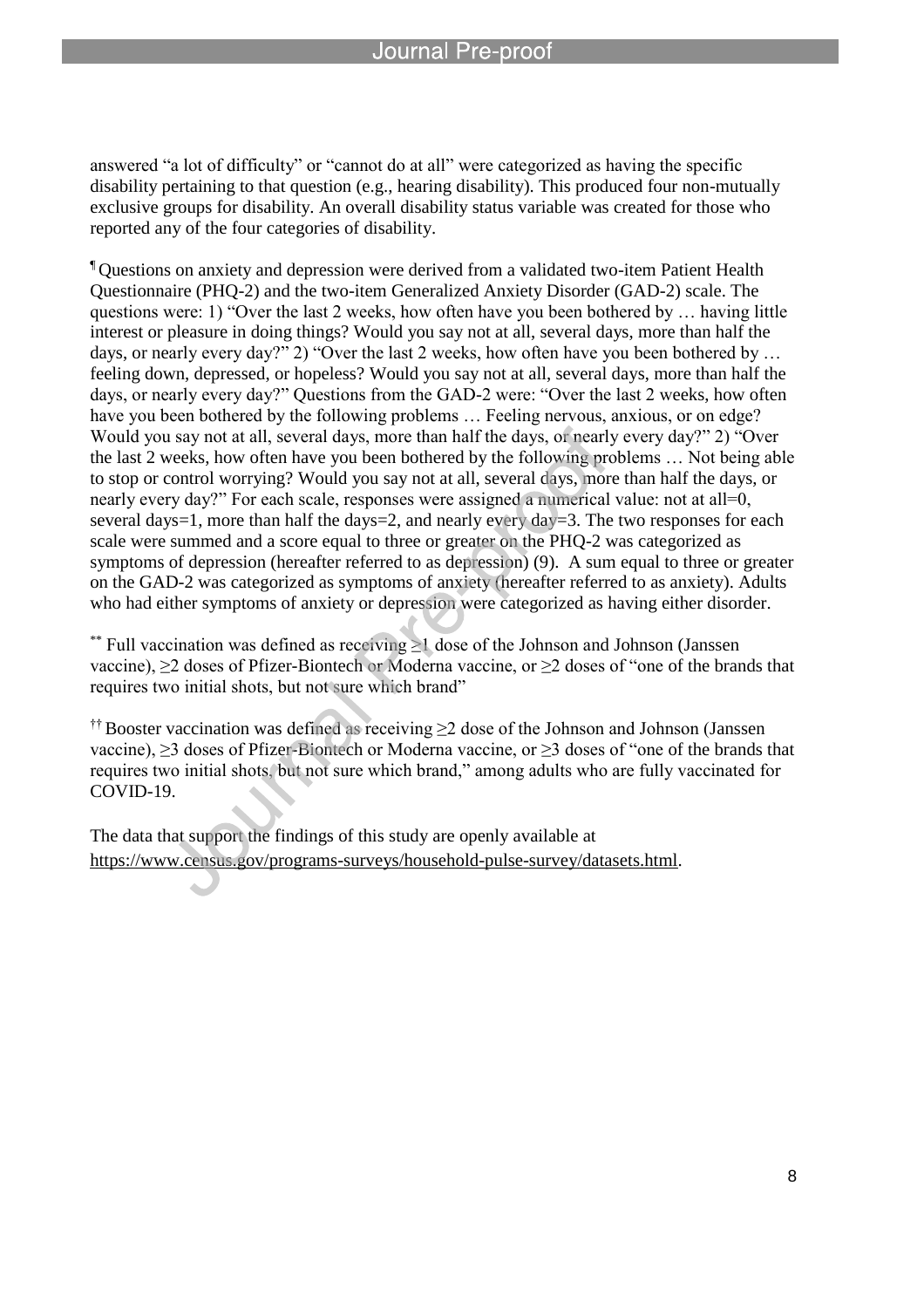answered "a lot of difficulty" or "cannot do at all" were categorized as having the specific disability pertaining to that question (e.g., hearing disability). This produced four non-mutually exclusive groups for disability. An overall disability status variable was created for those who reported any of the four categories of disability.

¶ Questions on anxiety and depression were derived from a validated two-item Patient Health Questionnaire (PHQ-2) and the two-item Generalized Anxiety Disorder (GAD-2) scale. The questions were: 1) "Over the last 2 weeks, how often have you been bothered by … having little interest or pleasure in doing things? Would you say not at all, several days, more than half the days, or nearly every day?" 2) "Over the last 2 weeks, how often have you been bothered by … feeling down, depressed, or hopeless? Would you say not at all, several days, more than half the days, or nearly every day?" Questions from the GAD-2 were: "Over the last 2 weeks, how often have you been bothered by the following problems … Feeling nervous, anxious, or on edge? Would you say not at all, several days, more than half the days, or nearly every day?" 2) "Over the last 2 weeks, how often have you been bothered by the following problems … Not being able to stop or control worrying? Would you say not at all, several days, more than half the days, or nearly every day?" For each scale, responses were assigned a numerical value: not at all=0, several days=1, more than half the days=2, and nearly every day=3. The two responses for each scale were summed and a score equal to three or greater on the PHQ-2 was categorized as symptoms of depression (hereafter referred to as depression) (9). A sum equal to three or greater on the GAD-2 was categorized as symptoms of anxiety (hereafter referred to as anxiety). Adults who had either symptoms of anxiety or depression were categorized as having either disorder.

** Full vaccination was defined as receiving ≥1 dose of the Johnson and Johnson (Janssen vaccine), ≥2 doses of Pfizer-Biontech or Moderna vaccine, or ≥2 doses of "one of the brands that requires two initial shots, but not sure which brand"

†† Booster vaccination was defined as receiving ≥2 dose of the Johnson and Johnson (Janssen vaccine), ≥3 doses of Pfizer-Biontech or Moderna vaccine, or ≥3 doses of "one of the brands that requires two initial shots, but not sure which brand," among adults who are fully vaccinated for COVID-19.

The data that support the findings of this study are openly available at https://www.census.gov/programs-surveys/household-pulse-survey/datasets.html.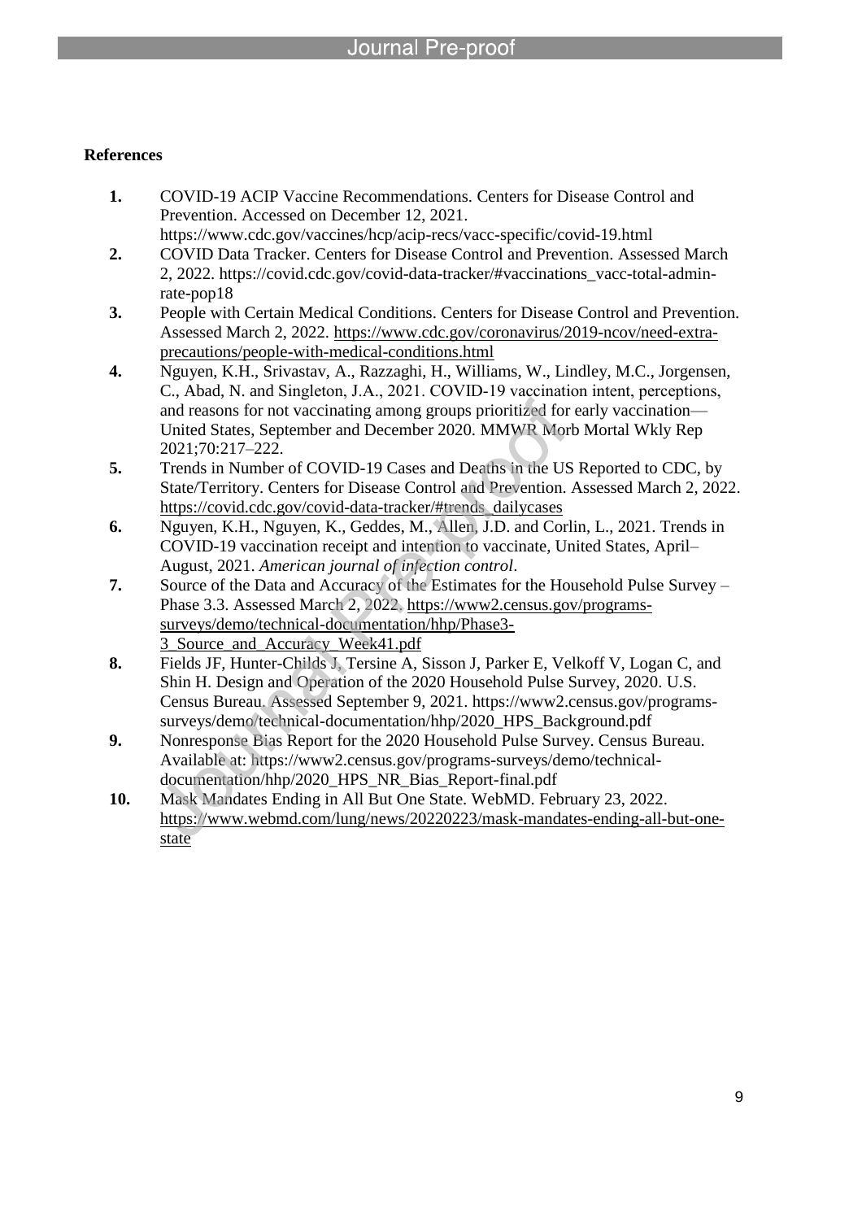**References**

1. COVID-19 ACIP Vaccine Recommendations. Centers for Disease Control and Prevention. Accessed on December 12, 2021. https://www.cdc.gov/vaccines/hcp/acip-recs/vacc-specific/covid-19.html
2. COVID Data Tracker. Centers for Disease Control and Prevention. Assessed March 2, 2022. https://covid.cdc.gov/covid-data-tracker/#vaccinations_vacc-total-admin-rate-pop18
3. People with Certain Medical Conditions. Centers for Disease Control and Prevention. Assessed March 2, 2022. https://www.cdc.gov/coronavirus/2019-ncov/need-extra-precautions/people-with-medical-conditions.html
4. Nguyen, K.H., Srivastav, A., Razzaghi, H., Williams, W., Lindley, M.C., Jorgensen, C., Abad, N. and Singleton, J.A., 2021. COVID-19 vaccination intent, perceptions, and reasons for not vaccinating among groups prioritized for early vaccination—United States, September and December 2020. MMWR Morb Mortal Wkly Rep 2021;70:217–222.
5. Trends in Number of COVID-19 Cases and Deaths in the US Reported to CDC, by State/Territory. Centers for Disease Control and Prevention. Assessed March 2, 2022. https://covid.cdc.gov/covid-data-tracker/#trends_dailycases
6. Nguyen, K.H., Nguyen, K., Geddes, M., Allen, J.D. and Corlin, L., 2021. Trends in COVID-19 vaccination receipt and intention to vaccinate, United States, April–August, 2021. *American journal of infection control*.
7. Source of the Data and Accuracy of the Estimates for the Household Pulse Survey – Phase 3.3. Assessed March 2, 2022. https://www2.census.gov/programs-surveys/demo/technical-documentation/hhp/Phase3-3_Source_and_Accuracy_Week41.pdf
8. Fields JF, Hunter-Childs J, Tersine A, Sisson J, Parker E, Velkoff V, Logan C, and Shin H. Design and Operation of the 2020 Household Pulse Survey, 2020. U.S. Census Bureau. Assessed September 9, 2021. https://www2.census.gov/programs-surveys/demo/technical-documentation/hhp/2020_HPS_Background.pdf
9. Nonresponse Bias Report for the 2020 Household Pulse Survey. Census Bureau. Available at: https://www2.census.gov/programs-surveys/demo/technical-documentation/hhp/2020_HPS_NR_Bias_Report-final.pdf
10. Mask Mandates Ending in All But One State. WebMD. February 23, 2022. https://www.webmd.com/lung/news/20220223/mask-mandates-ending-all-but-one-state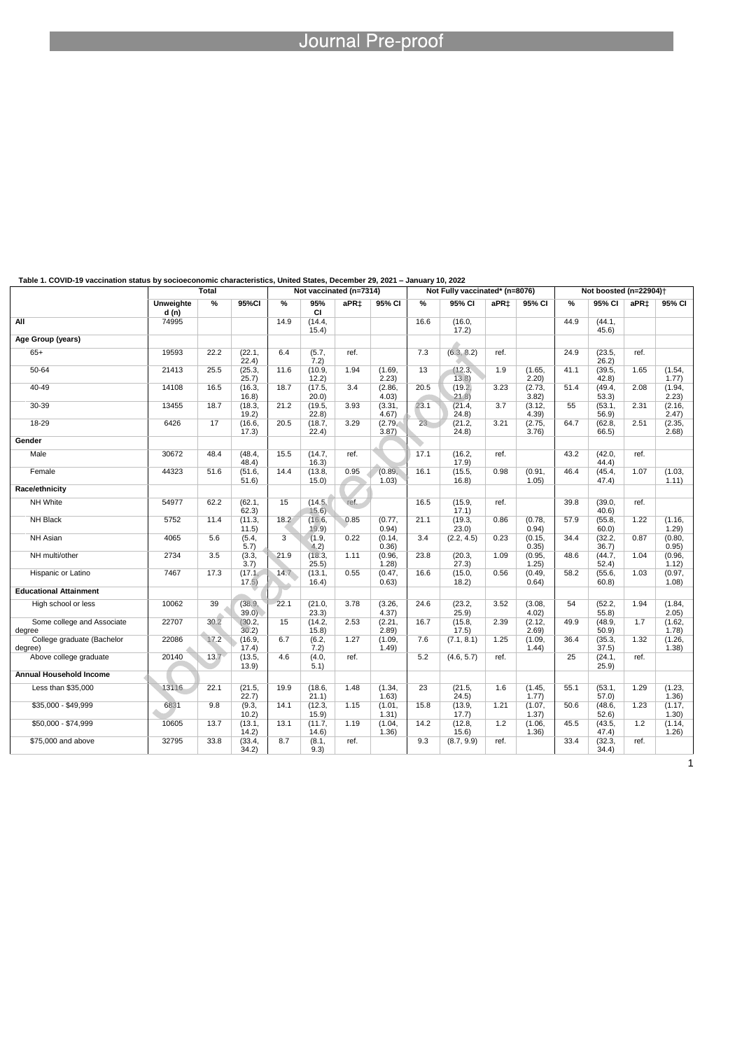**Table 1. COVID-19 vaccination status by socioeconomic characteristics, United States, December 29, 2021 – January 10, 2022**

| | Total | | | Not vaccinated (n=7314) | | | | Not Fully vaccinated* (n=8076) | | | | Not boosted (n=22904)† | | | |
|---|---|---|---|---|---|---|---|---|---|---|---|---|---|---|---|
| | Unweighted (n) | % | 95%CI | % | 95% CI | aPR‡ | 95% CI | % | 95% CI | aPR‡ | 95% CI | % | 95% CI | aPR‡ | 95% CI |
| **All** | 74995 | | | 14.9 | (14.4, 15.4) | | | 16.6 | (16.0, 17.2) | | | 44.9 | (44.1, 45.6) | | |
| **Age Group (years)** | | | | | | | | | | | | | | | |
| 65+ | 19593 | 22.2 | (22.1, 22.4) | 6.4 | (5.7, 7.2) | ref. | | 7.3 | (6.3, 8.2) | ref. | | 24.9 | (23.5, 26.2) | ref. | |
| 50-64 | 21413 | 25.5 | (25.3, 25.7) | 11.6 | (10.9, 12.2) | 1.94 | (1.69, 2.23) | 13 | (12.3, 13.8) | 1.9 | (1.65, 2.20) | 41.1 | (39.5, 42.8) | 1.65 | (1.54, 1.77) |
| 40-49 | 14108 | 16.5 | (16.3, 16.8) | 18.7 | (17.5, 20.0) | 3.4 | (2.86, 4.03) | 20.5 | (19.2, 21.8) | 3.23 | (2.73, 3.82) | 51.4 | (49.4, 53.3) | 2.08 | (1.94, 2.23) |
| 30-39 | 13455 | 18.7 | (18.3, 19.2) | 21.2 | (19.5, 22.8) | 3.93 | (3.31, 4.67) | 23.1 | (21.4, 24.8) | 3.7 | (3.12, 4.39) | 55 | (53.1, 56.9) | 2.31 | (2.16, 2.47) |
| 18-29 | 6426 | 17 | (16.6, 17.3) | 20.5 | (18.7, 22.4) | 3.29 | (2.79, 3.87) | 23 | (21.2, 24.8) | 3.21 | (2.75, 3.76) | 64.7 | (62.8, 66.5) | 2.51 | (2.35, 2.68) |
| **Gender** | | | | | | | | | | | | | | | |
| Male | 30672 | 48.4 | (48.4, 48.4) | 15.5 | (14.7, 16.3) | ref. | | 17.1 | (16.2, 17.9) | ref. | | 43.2 | (42.0, 44.4) | ref. | |
| Female | 44323 | 51.6 | (51.6, 51.6) | 14.4 | (13.8, 15.0) | 0.95 | (0.89, 1.03) | 16.1 | (15.5, 16.8) | 0.98 | (0.91, 1.05) | 46.4 | (45.4, 47.4) | 1.07 | (1.03, 1.11) |
| **Race/ethnicity** | | | | | | | | | | | | | | | |
| NH White | 54977 | 62.2 | (62.1, 62.3) | 15 | (14.5, 15.6) | ref. | | 16.5 | (15.9, 17.1) | ref. | | 39.8 | (39.0, 40.6) | ref. | |
| NH Black | 5752 | 11.4 | (11.3, 11.5) | 18.2 | (16.6, 19.9) | 0.85 | (0.77, 0.94) | 21.1 | (19.3, 23.0) | 0.86 | (0.78, 0.94) | 57.9 | (55.8, 60.0) | 1.22 | (1.16, 1.29) |
| NH Asian | 4065 | 5.6 | (5.4, 5.7) | 3 | (1.9, 4.2) | 0.22 | (0.14, 0.36) | 3.4 | (2.2, 4.5) | 0.23 | (0.15, 0.35) | 34.4 | (32.2, 36.7) | 0.87 | (0.80, 0.95) |
| NH multi/other | 2734 | 3.5 | (3.3, 3.7) | 21.9 | (18.3, 25.5) | 1.11 | (0.96, 1.28) | 23.8 | (20.3, 27.3) | 1.09 | (0.95, 1.25) | 48.6 | (44.7, 52.4) | 1.04 | (0.96, 1.12) |
| Hispanic or Latino | 7467 | 17.3 | (17.1, 17.5) | 14.7 | (13.1, 16.4) | 0.55 | (0.47, 0.63) | 16.6 | (15.0, 18.2) | 0.56 | (0.49, 0.64) | 58.2 | (55.6, 60.8) | 1.03 | (0.97, 1.08) |
| **Educational Attainment** | | | | | | | | | | | | | | | |
| High school or less | 10062 | 39 | (38.9, 39.0) | 22.1 | (21.0, 23.3) | 3.78 | (3.26, 4.37) | 24.6 | (23.2, 25.9) | 3.52 | (3.08, 4.02) | 54 | (52.2, 55.8) | 1.94 | (1.84, 2.05) |
| Some college and Associate degree | 22707 | 30.2 | (30.2, 30.2) | 15 | (14.2, 15.8) | 2.53 | (2.21, 2.89) | 16.7 | (15.8, 17.5) | 2.39 | (2.12, 2.69) | 49.9 | (48.9, 50.9) | 1.7 | (1.62, 1.78) |
| College graduate (Bachelor degree) | 22086 | 17.2 | (16.9, 17.4) | 6.7 | (6.2, 7.2) | 1.27 | (1.09, 1.49) | 7.6 | (7.1, 8.1) | 1.25 | (1.09, 1.44) | 36.4 | (35.3, 37.5) | 1.32 | (1.26, 1.38) |
| Above college graduate | 20140 | 13.7 | (13.5, 13.9) | 4.6 | (4.0, 5.1) | ref. | | 5.2 | (4.6, 5.7) | ref. | | 25 | (24.1, 25.9) | ref. | |
| **Annual Household Income** | | | | | | | | | | | | | | | |
| Less than $35,000 | 13116 | 22.1 | (21.5, 22.7) | 19.9 | (18.6, 21.1) | 1.48 | (1.34, 1.63) | 23 | (21.5, 24.5) | 1.6 | (1.45, 1.77) | 55.1 | (53.1, 57.0) | 1.29 | (1.23, 1.36) |
| $35,000 - $49,999 | 6831 | 9.8 | (9.3, 10.2) | 14.1 | (12.3, 15.9) | 1.15 | (1.01, 1.31) | 15.8 | (13.9, 17.7) | 1.21 | (1.07, 1.37) | 50.6 | (48.6, 52.6) | 1.23 | (1.17, 1.30) |
| $50,000 - $74,999 | 10605 | 13.7 | (13.1, 14.2) | 13.1 | (11.7, 14.6) | 1.19 | (1.04, 1.36) | 14.2 | (12.8, 15.6) | 1.2 | (1.06, 1.36) | 45.5 | (43.5, 47.4) | 1.2 | (1.14, 1.26) |
| $75,000 and above | 32795 | 33.8 | (33.4, 34.2) | 8.7 | (8.1, 9.3) | ref. | | 9.3 | (8.7, 9.9) | ref. | | 33.4 | (32.3, 34.4) | ref. | |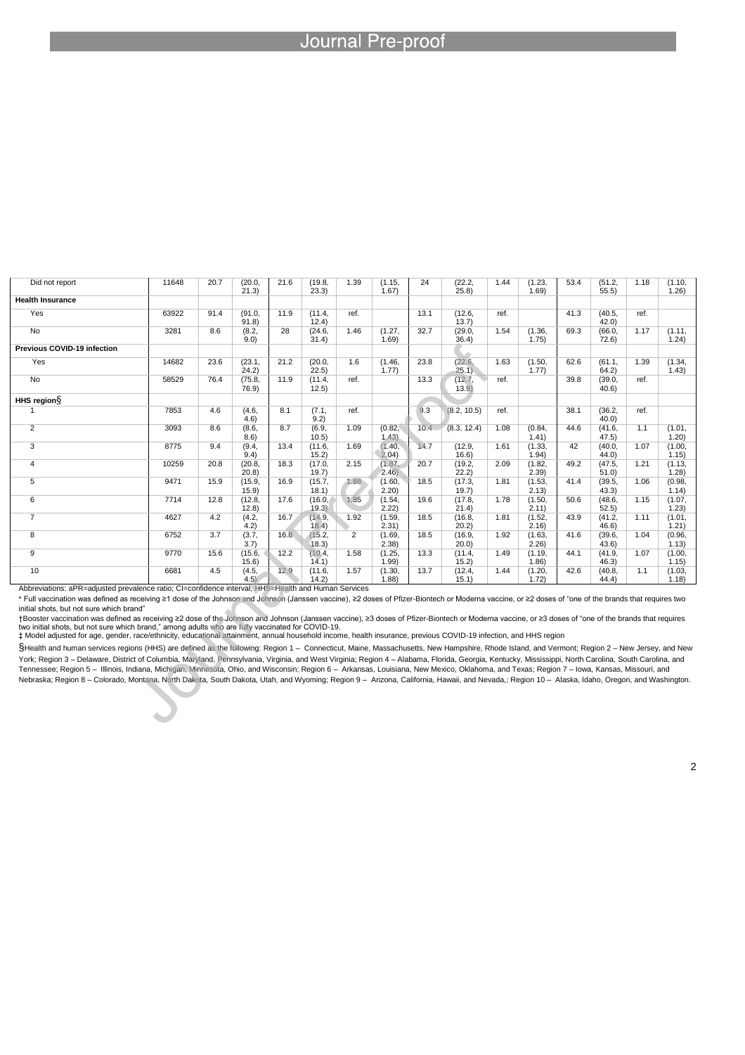| Did not report | 11648 | 20.7 | (20.0, 21.3) | 21.6 | (19.8, 23.3) | 1.39 | (1.15, 1.67) | 24 | (22.2, 25.8) | 1.44 | (1.23, 1.69) | 53.4 | (51.2, 55.5) | 1.18 | (1.10, 1.26) |
|---|---|---|---|---|---|---|---|---|---|---|---|---|---|---|---|
| **Health Insurance** | | | | | | | | | | | | | | | |
| Yes | 63922 | 91.4 | (91.0, 91.8) | 11.9 | (11.4, 12.4) | ref. | | 13.1 | (12.6, 13.7) | ref. | | 41.3 | (40.5, 42.0) | ref. | |
| No | 3281 | 8.6 | (8.2, 9.0) | 28 | (24.6, 31.4) | 1.46 | (1.27, 1.69) | 32.7 | (29.0, 36.4) | 1.54 | (1.36, 1.75) | 69.3 | (66.0, 72.6) | 1.17 | (1.11, 1.24) |
| **Previous COVID-19 infection** | | | | | | | | | | | | | | | |
| Yes | 14682 | 23.6 | (23.1, 24.2) | 21.2 | (20.0, 22.5) | 1.6 | (1.46, 1.77) | 23.8 | (22.6, 25.1) | 1.63 | (1.50, 1.77) | 62.6 | (61.1, 64.2) | 1.39 | (1.34, 1.43) |
| No | 58529 | 76.4 | (75.8, 76.9) | 11.9 | (11.4, 12.5) | ref. | | 13.3 | (12.7, 13.9) | ref. | | 39.8 | (39.0, 40.6) | ref. | |
| **HHS region§** | | | | | | | | | | | | | | | |
| 1 | 7853 | 4.6 | (4.6, 4.6) | 8.1 | (7.1, 9.2) | ref. | | 9.3 | (8.2, 10.5) | ref. | | 38.1 | (36.2, 40.0) | ref. | |
| 2 | 3093 | 8.6 | (8.6, 8.6) | 8.7 | (6.9, 10.5) | 1.09 | (0.82, 1.43) | 10.4 | (8.3, 12.4) | 1.08 | (0.84, 1.41) | 44.6 | (41.6, 47.5) | 1.1 | (1.01, 1.20) |
| 3 | 8775 | 9.4 | (9.4, 9.4) | 13.4 | (11.6, 15.2) | 1.69 | (1.40, 2.04) | 14.7 | (12.9, 16.6) | 1.61 | (1.33, 1.94) | 42 | (40.0, 44.0) | 1.07 | (1.00, 1.15) |
| 4 | 10259 | 20.8 | (20.8, 20.8) | 18.3 | (17.0, 19.7) | 2.15 | (1.87, 2.46) | 20.7 | (19.2, 22.2) | 2.09 | (1.82, 2.39) | 49.2 | (47.5, 51.0) | 1.21 | (1.13, 1.28) |
| 5 | 9471 | 15.9 | (15.9, 15.9) | 16.9 | (15.7, 18.1) | 1.88 | (1.60, 2.20) | 18.5 | (17.3, 19.7) | 1.81 | (1.53, 2.13) | 41.4 | (39.5, 43.3) | 1.06 | (0.98, 1.14) |
| 6 | 7714 | 12.8 | (12.8, 12.8) | 17.6 | (16.0, 19.3) | 1.85 | (1.54, 2.22) | 19.6 | (17.8, 21.4) | 1.78 | (1.50, 2.11) | 50.6 | (48.6, 52.5) | 1.15 | (1.07, 1.23) |
| 7 | 4627 | 4.2 | (4.2, 4.2) | 16.7 | (14.9, 18.4) | 1.92 | (1.59, 2.31) | 18.5 | (16.8, 20.2) | 1.81 | (1.52, 2.16) | 43.9 | (41.2, 46.6) | 1.11 | (1.01, 1.21) |
| 8 | 6752 | 3.7 | (3.7, 3.7) | 16.8 | (15.2, 18.3) | 2 | (1.69, 2.38) | 18.5 | (16.9, 20.0) | 1.92 | (1.63, 2.26) | 41.6 | (39.6, 43.6) | 1.04 | (0.96, 1.13) |
| 9 | 9770 | 15.6 | (15.6, 15.6) | 12.2 | (10.4, 14.1) | 1.58 | (1.25, 1.99) | 13.3 | (11.4, 15.2) | 1.49 | (1.19, 1.86) | 44.1 | (41.9, 46.3) | 1.07 | (1.00, 1.15) |
| 10 | 6681 | 4.5 | (4.5, 4.5) | 12.9 | (11.6, 14.2) | 1.57 | (1.30, 1.88) | 13.7 | (12.4, 15.1) | 1.44 | (1.20, 1.72) | 42.6 | (40.8, 44.4) | 1.1 | (1.03, 1.18) |

Abbreviations: aPR=adjusted prevalence ratio; CI=confidence interval; HHS=Health and Human Services

* Full vaccination was defined as receiving ≥1 dose of the Johnson and Johnson (Janssen vaccine), ≥2 doses of Pfizer-Biontech or Moderna vaccine, or ≥2 doses of "one of the brands that requires two initial shots, but not sure which brand"

†Booster vaccination was defined as receiving ≥2 dose of the Johnson and Johnson (Janssen vaccine), ≥3 doses of Pfizer-Biontech or Moderna vaccine, or ≥3 doses of "one of the brands that requires two initial shots, but not sure which brand," among adults who are fully vaccinated for COVID-19.

‡ Model adjusted for age, gender, race/ethnicity, educational attainment, annual household income, health insurance, previous COVID-19 infection, and HHS region

§Health and human services regions (HHS) are defined as the following: Region 1 – Connecticut, Maine, Massachusetts, New Hampshire, Rhode Island, and Vermont; Region 2 – New Jersey, and New York; Region 3 – Delaware, District of Columbia, Maryland, Pennsylvania, Virginia, and West Virginia; Region 4 – Alabama, Florida, Georgia, Kentucky, Mississippi, North Carolina, South Carolina, and Tennessee; Region 5 – Illinois, Indiana, Michigan, Minnesota, Ohio, and Wisconsin; Region 6 – Arkansas, Louisiana, New Mexico, Oklahoma, and Texas; Region 7 – Iowa, Kansas, Missouri, and Nebraska; Region 8 – Colorado, Montana, North Dakota, South Dakota, Utah, and Wyoming; Region 9 – Arizona, California, Hawaii, and Nevada,; Region 10 – Alaska, Idaho, Oregon, and Washington.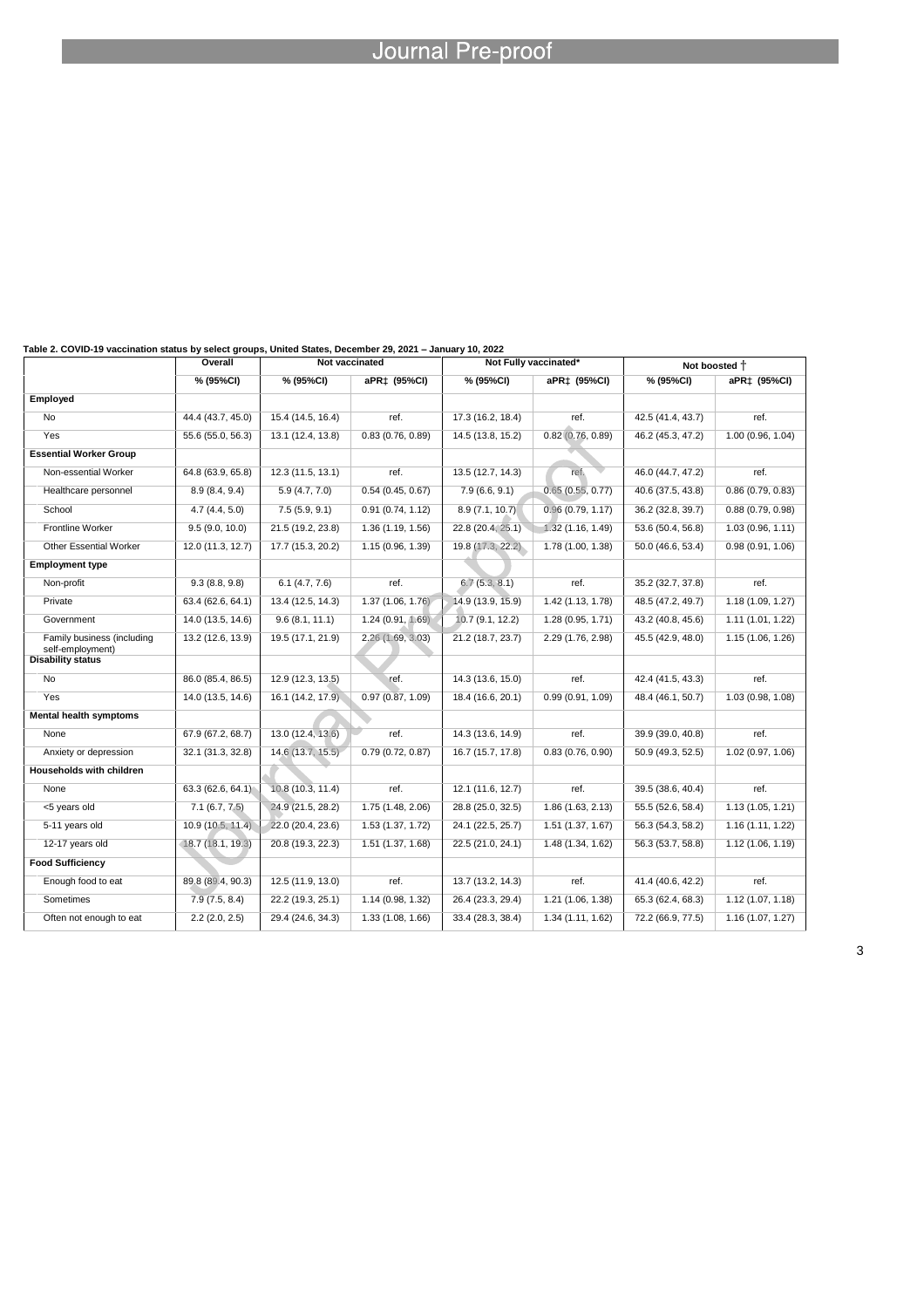**Table 2. COVID-19 vaccination status by select groups, United States, December 29, 2021 – January 10, 2022**

| | Overall | Not vaccinated | | Not Fully vaccinated* | | Not boosted † | |
|---|---|---|---|---|---|---|---|
| | % (95%CI) | % (95%CI) | aPR‡ (95%CI) | % (95%CI) | aPR‡ (95%CI) | % (95%CI) | aPR‡ (95%CI) |
| **Employed** | | | | | | | |
| No | 44.4 (43.7, 45.0) | 15.4 (14.5, 16.4) | ref. | 17.3 (16.2, 18.4) | ref. | 42.5 (41.4, 43.7) | ref. |
| Yes | 55.6 (55.0, 56.3) | 13.1 (12.4, 13.8) | 0.83 (0.76, 0.89) | 14.5 (13.8, 15.2) | 0.82 (0.76, 0.89) | 46.2 (45.3, 47.2) | 1.00 (0.96, 1.04) |
| **Essential Worker Group** | | | | | | | |
| Non-essential Worker | 64.8 (63.9, 65.8) | 12.3 (11.5, 13.1) | ref. | 13.5 (12.7, 14.3) | ref. | 46.0 (44.7, 47.2) | ref. |
| Healthcare personnel | 8.9 (8.4, 9.4) | 5.9 (4.7, 7.0) | 0.54 (0.45, 0.67) | 7.9 (6.6, 9.1) | 0.65 (0.55, 0.77) | 40.6 (37.5, 43.8) | 0.86 (0.79, 0.83) |
| School | 4.7 (4.4, 5.0) | 7.5 (5.9, 9.1) | 0.91 (0.74, 1.12) | 8.9 (7.1, 10.7) | 0.96 (0.79, 1.17) | 36.2 (32.8, 39.7) | 0.88 (0.79, 0.98) |
| Frontline Worker | 9.5 (9.0, 10.0) | 21.5 (19.2, 23.8) | 1.36 (1.19, 1.56) | 22.8 (20.4, 25.1) | 1.32 (1.16, 1.49) | 53.6 (50.4, 56.8) | 1.03 (0.96, 1.11) |
| Other Essential Worker | 12.0 (11.3, 12.7) | 17.7 (15.3, 20.2) | 1.15 (0.96, 1.39) | 19.8 (17.3, 22.2) | 1.78 (1.00, 1.38) | 50.0 (46.6, 53.4) | 0.98 (0.91, 1.06) |
| **Employment type** | | | | | | | |
| Non-profit | 9.3 (8.8, 9.8) | 6.1 (4.7, 7.6) | ref. | 6.7 (5.3, 8.1) | ref. | 35.2 (32.7, 37.8) | ref. |
| Private | 63.4 (62.6, 64.1) | 13.4 (12.5, 14.3) | 1.37 (1.06, 1.76) | 14.9 (13.9, 15.9) | 1.42 (1.13, 1.78) | 48.5 (47.2, 49.7) | 1.18 (1.09, 1.27) |
| Government | 14.0 (13.5, 14.6) | 9.6 (8.1, 11.1) | 1.24 (0.91, 1.69) | 10.7 (9.1, 12.2) | 1.28 (0.95, 1.71) | 43.2 (40.8, 45.6) | 1.11 (1.01, 1.22) |
| Family business (including self-employment) | 13.2 (12.6, 13.9) | 19.5 (17.1, 21.9) | 2.26 (1.69, 3.03) | 21.2 (18.7, 23.7) | 2.29 (1.76, 2.98) | 45.5 (42.9, 48.0) | 1.15 (1.06, 1.26) |
| **Disability status** | | | | | | | |
| No | 86.0 (85.4, 86.5) | 12.9 (12.3, 13.5) | ref. | 14.3 (13.6, 15.0) | ref. | 42.4 (41.5, 43.3) | ref. |
| Yes | 14.0 (13.5, 14.6) | 16.1 (14.2, 17.9) | 0.97 (0.87, 1.09) | 18.4 (16.6, 20.1) | 0.99 (0.91, 1.09) | 48.4 (46.1, 50.7) | 1.03 (0.98, 1.08) |
| **Mental health symptoms** | | | | | | | |
| None | 67.9 (67.2, 68.7) | 13.0 (12.4, 13.6) | ref. | 14.3 (13.6, 14.9) | ref. | 39.9 (39.0, 40.8) | ref. |
| Anxiety or depression | 32.1 (31.3, 32.8) | 14.6 (13.7, 15.5) | 0.79 (0.72, 0.87) | 16.7 (15.7, 17.8) | 0.83 (0.76, 0.90) | 50.9 (49.3, 52.5) | 1.02 (0.97, 1.06) |
| **Households with children** | | | | | | | |
| None | 63.3 (62.6, 64.1) | 10.8 (10.3, 11.4) | ref. | 12.1 (11.6, 12.7) | ref. | 39.5 (38.6, 40.4) | ref. |
| <5 years old | 7.1 (6.7, 7.5) | 24.9 (21.5, 28.2) | 1.75 (1.48, 2.06) | 28.8 (25.0, 32.5) | 1.86 (1.63, 2.13) | 55.5 (52.6, 58.4) | 1.13 (1.05, 1.21) |
| 5-11 years old | 10.9 (10.5, 11.4) | 22.0 (20.4, 23.6) | 1.53 (1.37, 1.72) | 24.1 (22.5, 25.7) | 1.51 (1.37, 1.67) | 56.3 (54.3, 58.2) | 1.16 (1.11, 1.22) |
| 12-17 years old | 18.7 (18.1, 19.3) | 20.8 (19.3, 22.3) | 1.51 (1.37, 1.68) | 22.5 (21.0, 24.1) | 1.48 (1.34, 1.62) | 56.3 (53.7, 58.8) | 1.12 (1.06, 1.19) |
| **Food Sufficiency** | | | | | | | |
| Enough food to eat | 89.8 (89.4, 90.3) | 12.5 (11.9, 13.0) | ref. | 13.7 (13.2, 14.3) | ref. | 41.4 (40.6, 42.2) | ref. |
| Sometimes | 7.9 (7.5, 8.4) | 22.2 (19.3, 25.1) | 1.14 (0.98, 1.32) | 26.4 (23.3, 29.4) | 1.21 (1.06, 1.38) | 65.3 (62.4, 68.3) | 1.12 (1.07, 1.18) |
| Often not enough to eat | 2.2 (2.0, 2.5) | 29.4 (24.6, 34.3) | 1.33 (1.08, 1.66) | 33.4 (28.3, 38.4) | 1.34 (1.11, 1.62) | 72.2 (66.9, 77.5) | 1.16 (1.07, 1.27) |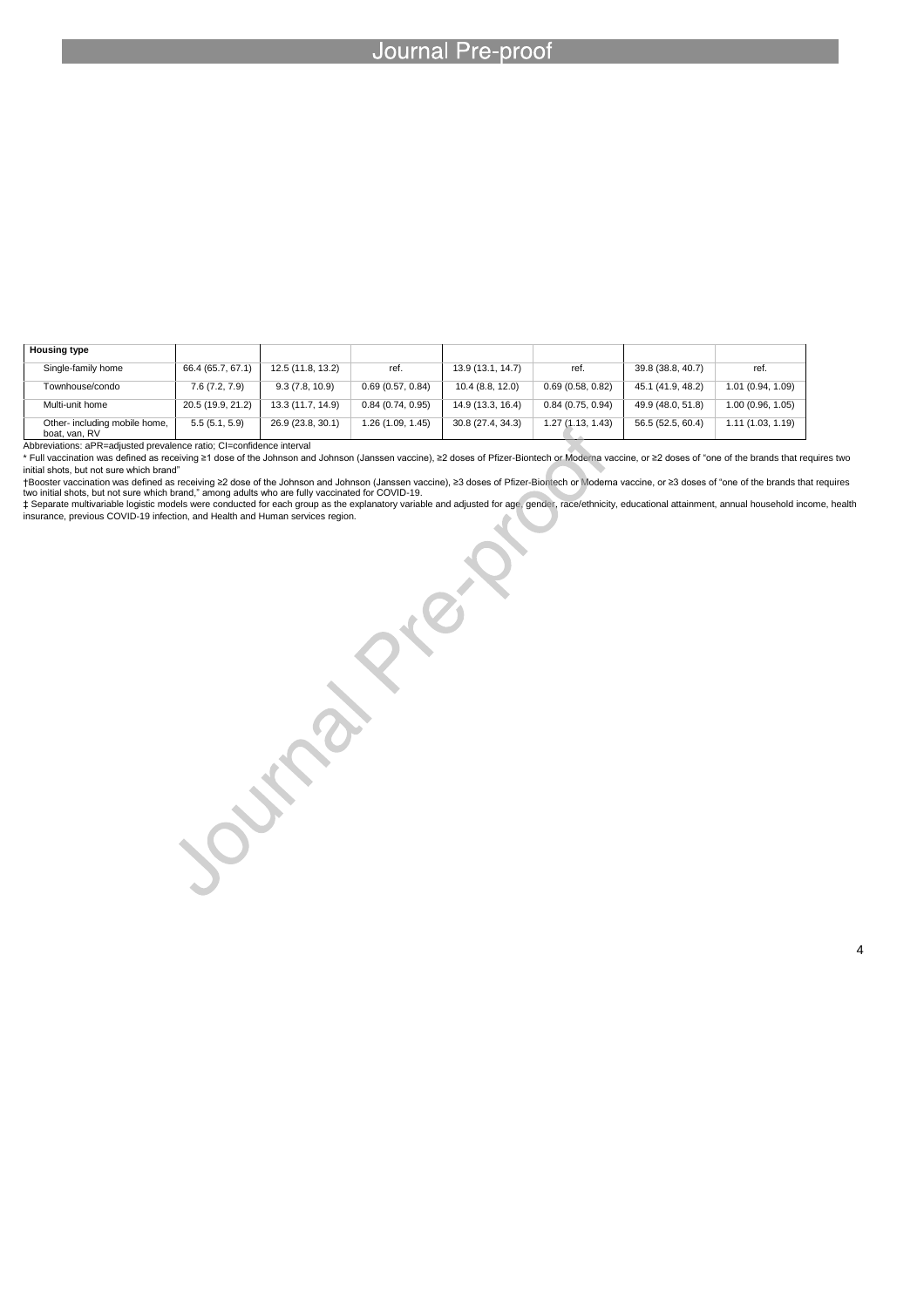| Housing type | | | | | | | |
|---|---|---|---|---|---|---|---|
| Single-family home | 66.4 (65.7, 67.1) | 12.5 (11.8, 13.2) | ref. | 13.9 (13.1, 14.7) | ref. | 39.8 (38.8, 40.7) | ref. |
| Townhouse/condo | 7.6 (7.2, 7.9) | 9.3 (7.8, 10.9) | 0.69 (0.57, 0.84) | 10.4 (8.8, 12.0) | 0.69 (0.58, 0.82) | 45.1 (41.9, 48.2) | 1.01 (0.94, 1.09) |
| Multi-unit home | 20.5 (19.9, 21.2) | 13.3 (11.7, 14.9) | 0.84 (0.74, 0.95) | 14.9 (13.3, 16.4) | 0.84 (0.75, 0.94) | 49.9 (48.0, 51.8) | 1.00 (0.96, 1.05) |
| Other- including mobile home, boat, van, RV | 5.5 (5.1, 5.9) | 26.9 (23.8, 30.1) | 1.26 (1.09, 1.45) | 30.8 (27.4, 34.3) | 1.27 (1.13, 1.43) | 56.5 (52.5, 60.4) | 1.11 (1.03, 1.19) |

Abbreviations: aPR=adjusted prevalence ratio; CI=confidence interval

* Full vaccination was defined as receiving ≥1 dose of the Johnson and Johnson (Janssen vaccine), ≥2 doses of Pfizer-Biontech or Moderna vaccine, or ≥2 doses of "one of the brands that requires two initial shots, but not sure which brand"

†Booster vaccination was defined as receiving ≥2 dose of the Johnson and Johnson (Janssen vaccine), ≥3 doses of Pfizer-Biontech or Moderna vaccine, or ≥3 doses of "one of the brands that requires two initial shots, but not sure which brand," among adults who are fully vaccinated for COVID-19.

‡ Separate multivariable logistic models were conducted for each group as the explanatory variable and adjusted for age, gender, race/ethnicity, educational attainment, annual household income, health insurance, previous COVID-19 infection, and Health and Human services region.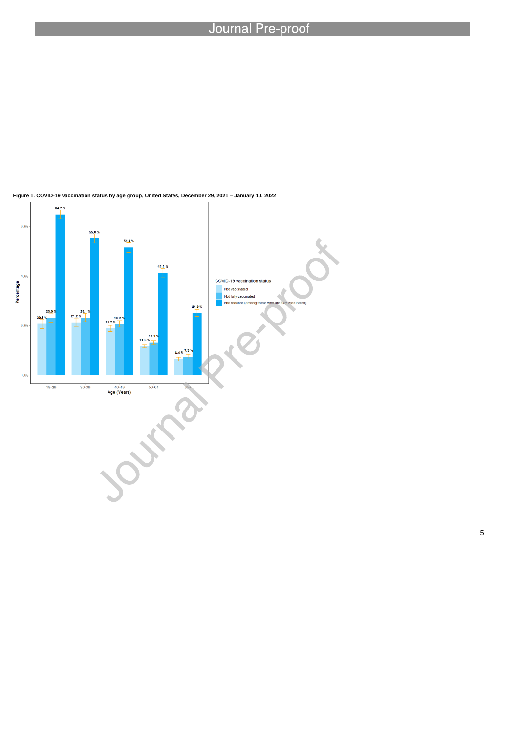**Figure 1. COVID-19 vaccination status by age group, United States, December 29, 2021 – January 10, 2022**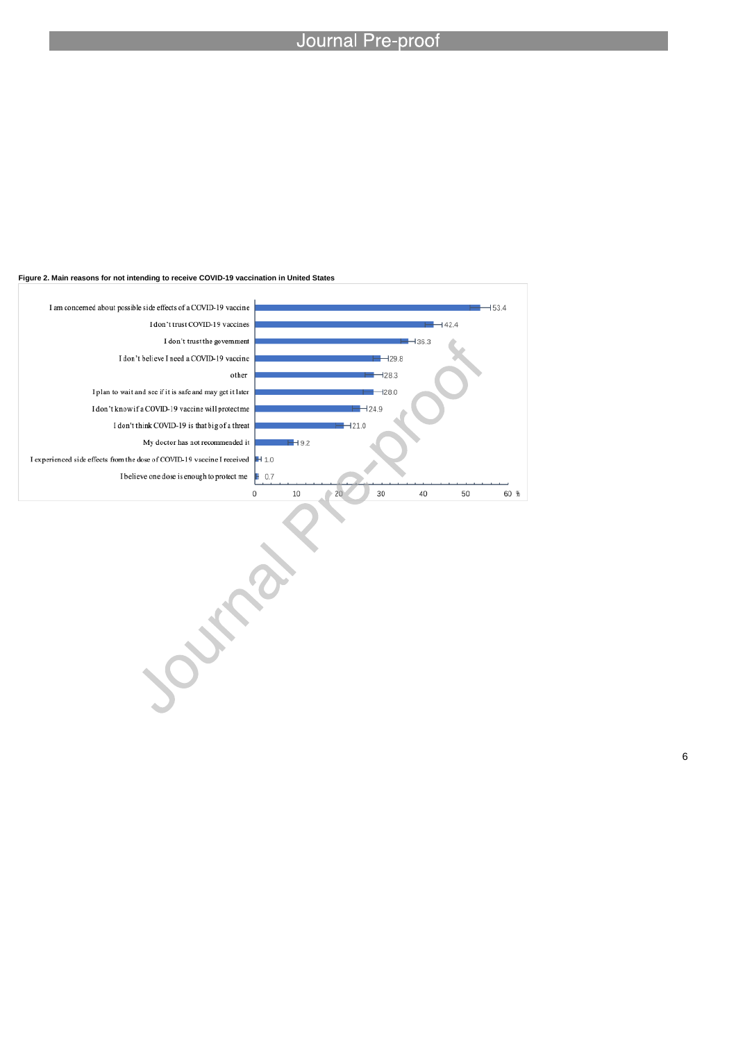**Figure 2. Main reasons for not intending to receive COVID-19 vaccination in United States**

I am concerned about possible side effects of a COVID-19 vaccine 53.4
I don't trust COVID-19 vaccines 42.4
I don't trust the government 36.3
I don't believe I need a COVID-19 vaccine 29.8
other 28.3
I plan to wait and see if it is safe and may get it later 28.0
I don't know if a COVID-19 vaccine will protect me 24.9
I don't think COVID-19 is that big of a threat 21.0
My doctor has not recommended it 9.2
I experienced side effects from the dose of COVID-19 vaccine I received 1.0
I believe one dose is enough to protect me 0.7

0 10 20 30 40 50 60 %